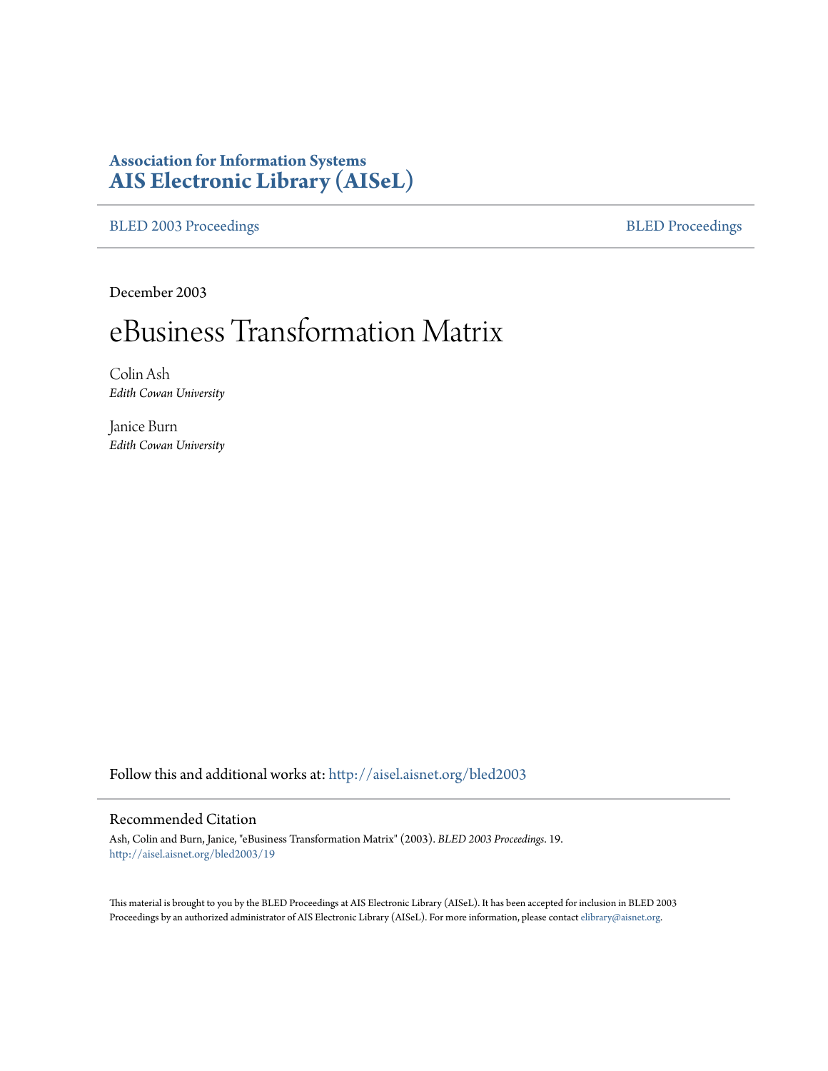**Association for Information Systems**
**AIS Electronic Library (AISeL)**

BLED 2003 Proceedings — BLED Proceedings

December 2003

# eBusiness Transformation Matrix

Colin Ash
*Edith Cowan University*

Janice Burn
*Edith Cowan University*

Follow this and additional works at: http://aisel.aisnet.org/bled2003

## Recommended Citation

Ash, Colin and Burn, Janice, "eBusiness Transformation Matrix" (2003). *BLED 2003 Proceedings*. 19.
http://aisel.aisnet.org/bled2003/19

This material is brought to you by the BLED Proceedings at AIS Electronic Library (AISeL). It has been accepted for inclusion in BLED 2003 Proceedings by an authorized administrator of AIS Electronic Library (AISeL). For more information, please contact elibrary@aisnet.org.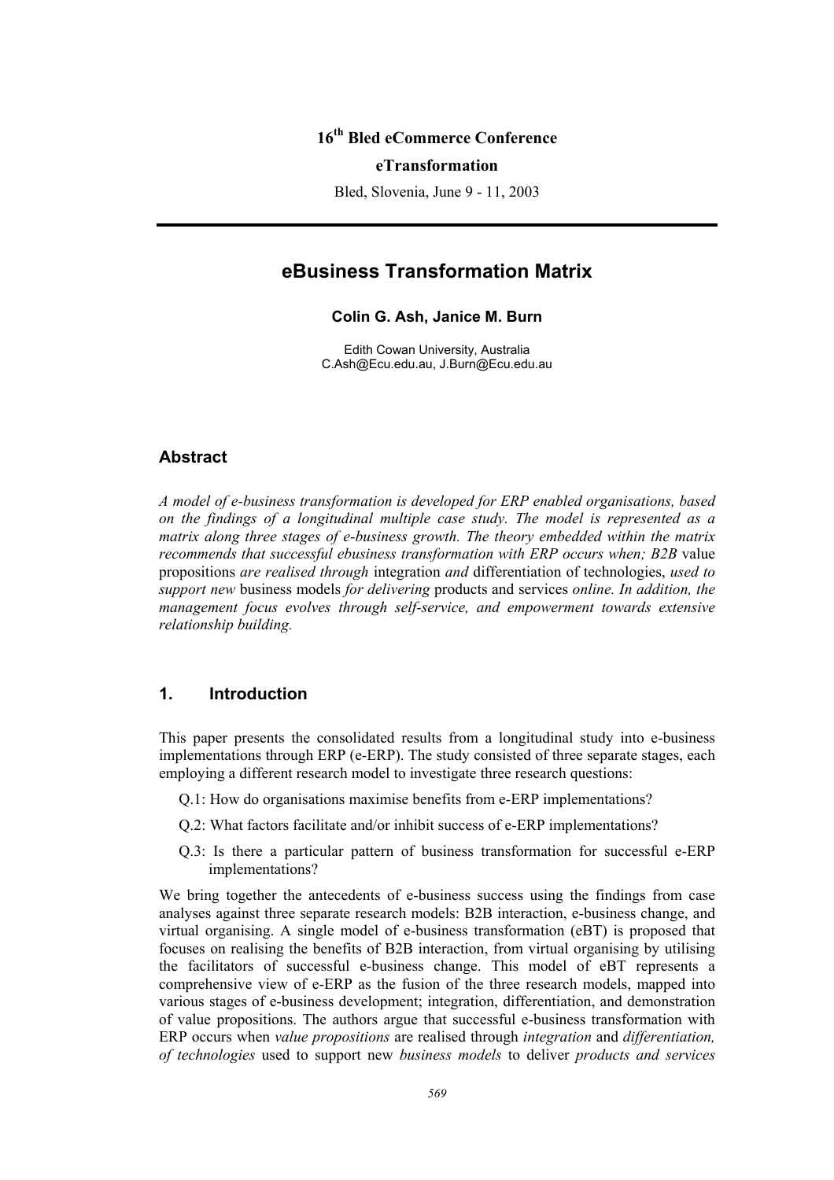16th Bled eCommerce Conference

**eTransformation**

Bled, Slovenia, June 9 - 11, 2003

---

# eBusiness Transformation Matrix

**Colin G. Ash, Janice M. Burn**

Edith Cowan University, Australia
C.Ash@Ecu.edu.au, J.Burn@Ecu.edu.au

## Abstract

*A model of e-business transformation is developed for ERP enabled organisations, based on the findings of a longitudinal multiple case study. The model is represented as a matrix along three stages of e-business growth. The theory embedded within the matrix recommends that successful ebusiness transformation with ERP occurs when; B2B* value propositions *are realised through* integration *and* differentiation of technologies, *used to support new* business models *for delivering* products and services *online. In addition, the management focus evolves through self-service, and empowerment towards extensive relationship building.*

## 1. Introduction

This paper presents the consolidated results from a longitudinal study into e-business implementations through ERP (e-ERP). The study consisted of three separate stages, each employing a different research model to investigate three research questions:

Q.1: How do organisations maximise benefits from e-ERP implementations?

Q.2: What factors facilitate and/or inhibit success of e-ERP implementations?

Q.3: Is there a particular pattern of business transformation for successful e-ERP implementations?

We bring together the antecedents of e-business success using the findings from case analyses against three separate research models: B2B interaction, e-business change, and virtual organising. A single model of e-business transformation (eBT) is proposed that focuses on realising the benefits of B2B interaction, from virtual organising by utilising the facilitators of successful e-business change. This model of eBT represents a comprehensive view of e-ERP as the fusion of the three research models, mapped into various stages of e-business development; integration, differentiation, and demonstration of value propositions. The authors argue that successful e-business transformation with ERP occurs when *value propositions* are realised through *integration* and *differentiation, of technologies* used to support new *business models* to deliver *products and services*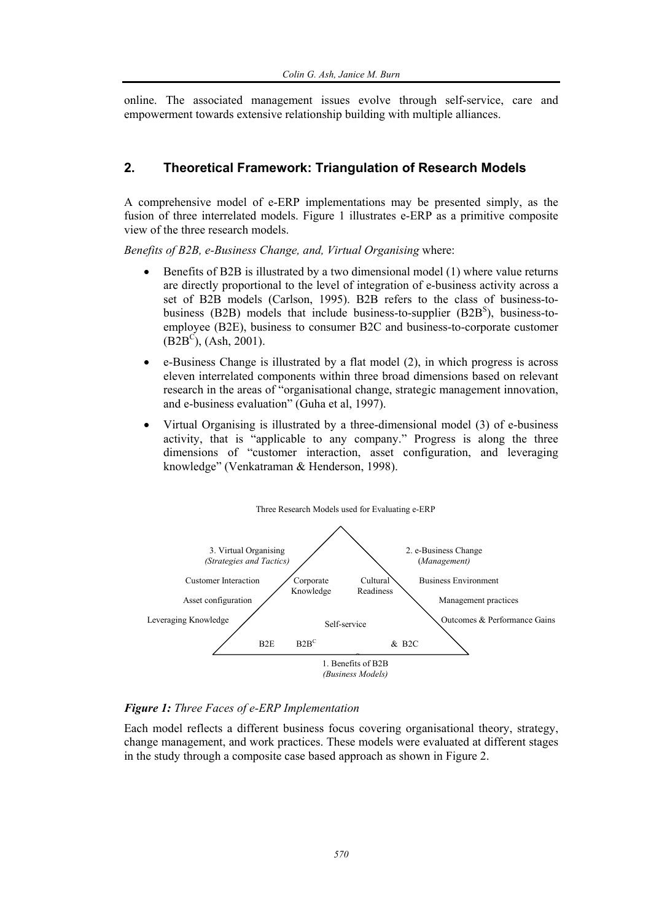online. The associated management issues evolve through self-service, care and empowerment towards extensive relationship building with multiple alliances.

## 2. Theoretical Framework: Triangulation of Research Models

A comprehensive model of e-ERP implementations may be presented simply, as the fusion of three interrelated models. Figure 1 illustrates e-ERP as a primitive composite view of the three research models.

*Benefits of B2B, e-Business Change, and, Virtual Organising* where:

- Benefits of B2B is illustrated by a two dimensional model (1) where value returns are directly proportional to the level of integration of e-business activity across a set of B2B models (Carlson, 1995). B2B refers to the class of business-to-business (B2B) models that include business-to-supplier ($B2B^S$), business-to-employee (B2E), business to consumer B2C and business-to-corporate customer ($B2B^C$), (Ash, 2001).
- e-Business Change is illustrated by a flat model (2), in which progress is across eleven interrelated components within three broad dimensions based on relevant research in the areas of "organisational change, strategic management innovation, and e-business evaluation" (Guha et al, 1997).
- Virtual Organising is illustrated by a three-dimensional model (3) of e-business activity, that is "applicable to any company." Progress is along the three dimensions of "customer interaction, asset configuration, and leveraging knowledge" (Venkatraman & Henderson, 1998).

Three Research Models used for Evaluating e-ERP

3. Virtual Organising *(Strategies and Tactics)*: Customer Interaction; Asset configuration; Leveraging Knowledge

2. e-Business Change *(Management)*: Business Environment; Management practices; Outcomes & Performance Gains

1. Benefits of B2B *(Business Models)*: B2E; $B2B^C$ & B2C

Inside: Corporate Knowledge; Cultural Readiness; Self-service

***Figure 1:*** *Three Faces of e-ERP Implementation*

Each model reflects a different business focus covering organisational theory, strategy, change management, and work practices. These models were evaluated at different stages in the study through a composite case based approach as shown in Figure 2.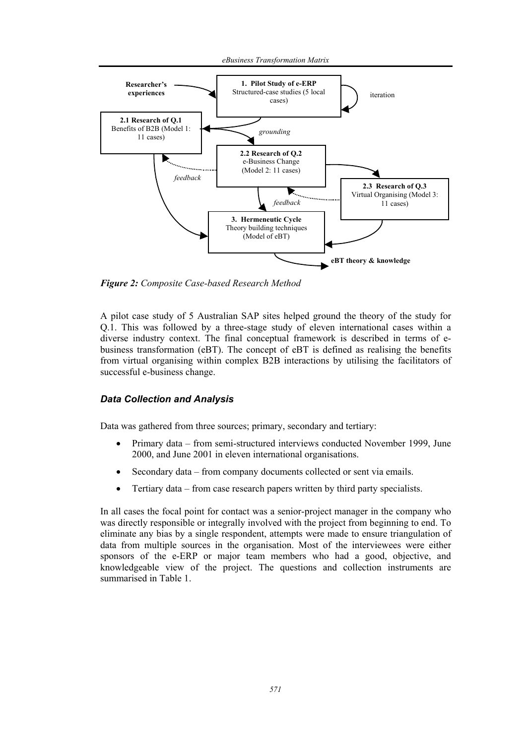**Figure 2:** *Composite Case-based Research Method*

A pilot case study of 5 Australian SAP sites helped ground the theory of the study for Q.1. This was followed by a three-stage study of eleven international cases within a diverse industry context. The final conceptual framework is described in terms of e-business transformation (eBT). The concept of eBT is defined as realising the benefits from virtual organising within complex B2B interactions by utilising the facilitators of successful e-business change.

### *Data Collection and Analysis*

Data was gathered from three sources; primary, secondary and tertiary:

- Primary data – from semi-structured interviews conducted November 1999, June 2000, and June 2001 in eleven international organisations.
- Secondary data – from company documents collected or sent via emails.
- Tertiary data – from case research papers written by third party specialists.

In all cases the focal point for contact was a senior-project manager in the company who was directly responsible or integrally involved with the project from beginning to end. To eliminate any bias by a single respondent, attempts were made to ensure triangulation of data from multiple sources in the organisation. Most of the interviewees were either sponsors of the e-ERP or major team members who had a good, objective, and knowledgeable view of the project. The questions and collection instruments are summarised in Table 1.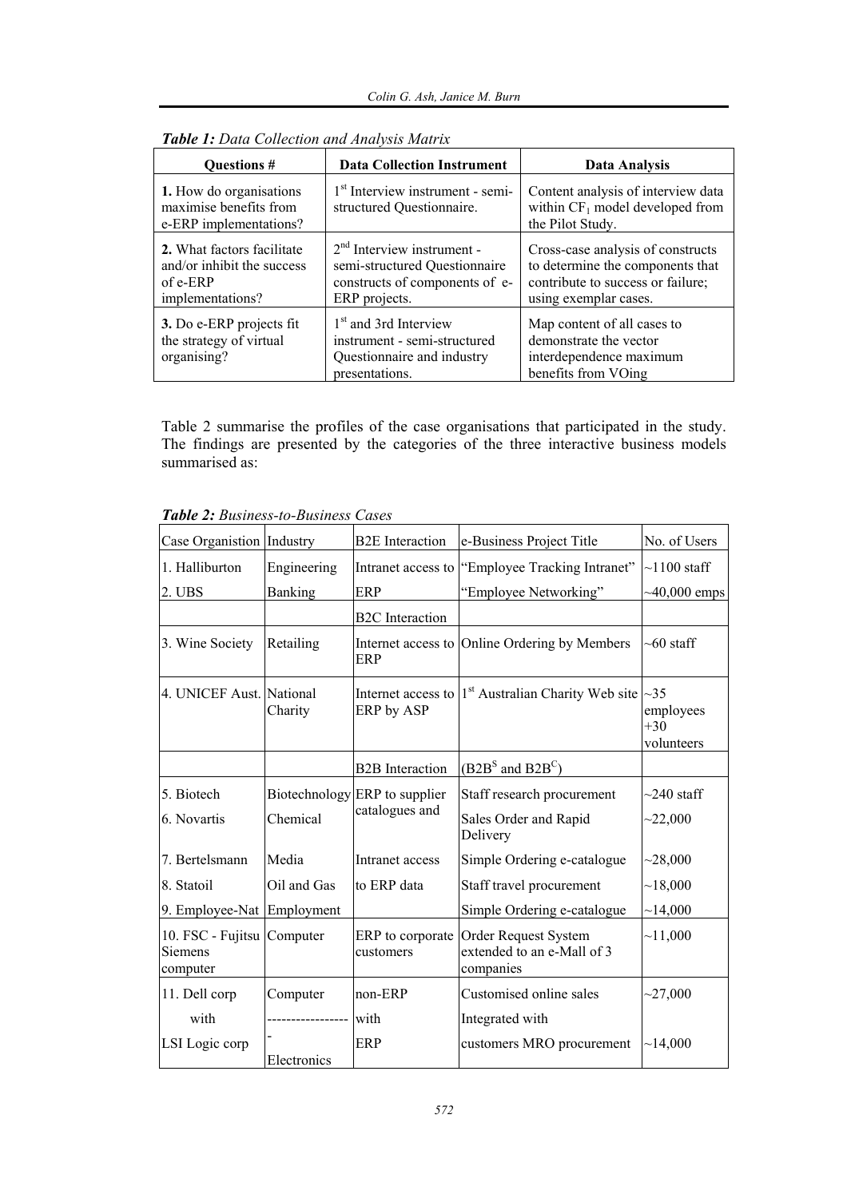***Table 1:*** *Data Collection and Analysis Matrix*

| Questions # | Data Collection Instrument | Data Analysis |
|---|---|---|
| **1.** How do organisations maximise benefits from e-ERP implementations? | 1st Interview instrument - semi-structured Questionnaire. | Content analysis of interview data within $CF_1$ model developed from the Pilot Study. |
| **2.** What factors facilitate and/or inhibit the success of e-ERP implementations? | 2nd Interview instrument - semi-structured Questionnaire constructs of components of e-ERP projects. | Cross-case analysis of constructs to determine the components that contribute to success or failure; using exemplar cases. |
| **3.** Do e-ERP projects fit the strategy of virtual organising? | 1st and 3rd Interview instrument - semi-structured Questionnaire and industry presentations. | Map content of all cases to demonstrate the vector interdependence maximum benefits from VOing |

Table 2 summarise the profiles of the case organisations that participated in the study. The findings are presented by the categories of the three interactive business models summarised as:

***Table 2:*** *Business-to-Business Cases*

| Case Organisation | Industry | B2E Interaction | e-Business Project Title | No. of Users |
|---|---|---|---|---|
| 1. Halliburton | Engineering | Intranet access to | "Employee Tracking Intranet" | ~1100 staff |
| 2. UBS | Banking | ERP | "Employee Networking" | ~40,000 emps |
| | | B2C Interaction | | |
| 3. Wine Society | Retailing | Internet access to ERP | Online Ordering by Members | ~60 staff |
| 4. UNICEF Aust. | National Charity | Internet access to ERP by ASP | 1st Australian Charity Web site | ~35 employees +30 volunteers |
| | | B2B Interaction | ($B2B^S$ and $B2B^C$) | |
| 5. Biotech | Biotechnology | ERP to supplier catalogues and | Staff research procurement | ~240 staff |
| 6. Novartis | Chemical | | Sales Order and Rapid Delivery | ~22,000 |
| 7. Bertelsmann | Media | Intranet access | Simple Ordering e-catalogue | ~28,000 |
| 8. Statoil | Oil and Gas | to ERP data | Staff travel procurement | ~18,000 |
| 9. Employee-Nat | Employment | | Simple Ordering e-catalogue | ~14,000 |
| 10. FSC - Fujitsu Siemens computer | Computer | ERP to corporate customers | Order Request System extended to an e-Mall of 3 companies | ~11,000 |
| 11. Dell corp | Computer | non-ERP | Customised online sales | ~27,000 |
| with | ----------------- | with | Integrated with | |
| LSI Logic corp | - Electronics | ERP | customers MRO procurement | ~14,000 |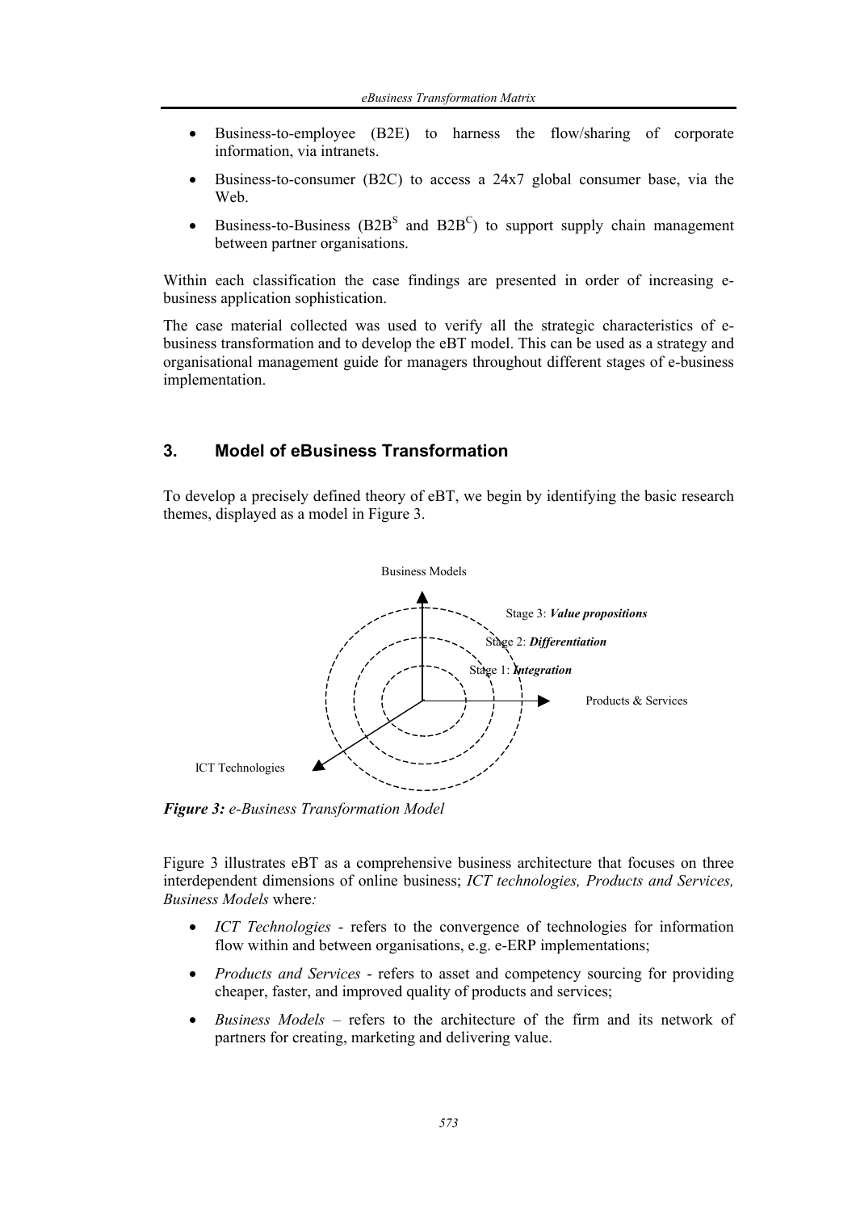- Business-to-employee (B2E) to harness the flow/sharing of corporate information, via intranets.
- Business-to-consumer (B2C) to access a 24x7 global consumer base, via the Web.
- Business-to-Business ($B2B^S$ and $B2B^C$) to support supply chain management between partner organisations.

Within each classification the case findings are presented in order of increasing e-business application sophistication.

The case material collected was used to verify all the strategic characteristics of e-business transformation and to develop the eBT model. This can be used as a strategy and organisational management guide for managers throughout different stages of e-business implementation.

## 3. Model of eBusiness Transformation

To develop a precisely defined theory of eBT, we begin by identifying the basic research themes, displayed as a model in Figure 3.

Business Models

Stage 3: ***Value propositions***

Stage 2: ***Differentiation***

Stage 1: ***Integration***

Products & Services

ICT Technologies

***Figure 3:*** *e-Business Transformation Model*

Figure 3 illustrates eBT as a comprehensive business architecture that focuses on three interdependent dimensions of online business; *ICT technologies, Products and Services, Business Models* where*:*

- *ICT Technologies* - refers to the convergence of technologies for information flow within and between organisations, e.g. e-ERP implementations;
- *Products and Services* - refers to asset and competency sourcing for providing cheaper, faster, and improved quality of products and services;
- *Business Models* – refers to the architecture of the firm and its network of partners for creating, marketing and delivering value.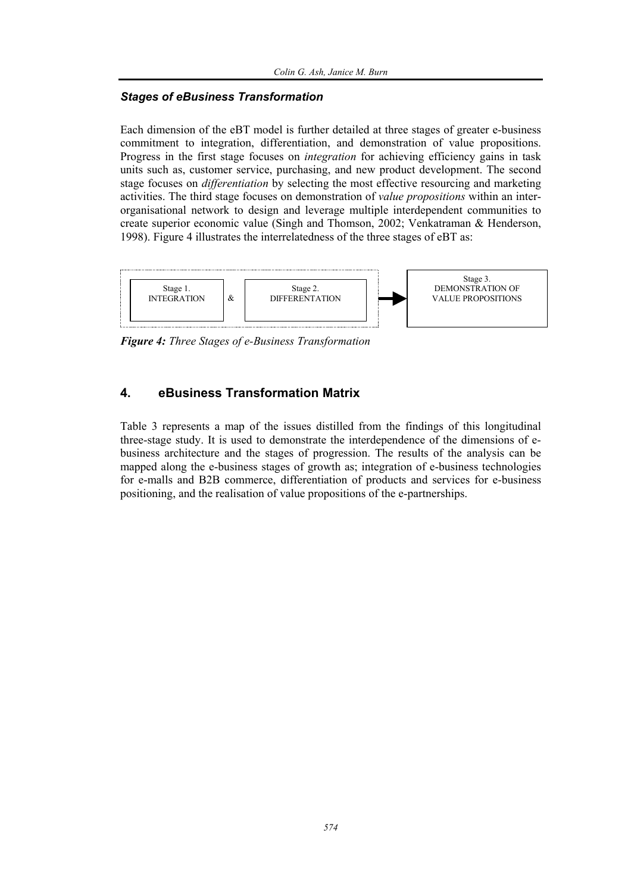### *Stages of eBusiness Transformation*

Each dimension of the eBT model is further detailed at three stages of greater e-business commitment to integration, differentiation, and demonstration of value propositions. Progress in the first stage focuses on *integration* for achieving efficiency gains in task units such as, customer service, purchasing, and new product development. The second stage focuses on *differentiation* by selecting the most effective resourcing and marketing activities. The third stage focuses on demonstration of *value propositions* within an inter-organisational network to design and leverage multiple interdependent communities to create superior economic value (Singh and Thomson, 2002; Venkatraman & Henderson, 1998). Figure 4 illustrates the interrelatedness of the three stages of eBT as:

Stage 1. INTEGRATION & Stage 2. DIFFERENTATION → Stage 3. DEMONSTRATION OF VALUE PROPOSITIONS

***Figure 4:*** *Three Stages of e-Business Transformation*

## 4. eBusiness Transformation Matrix

Table 3 represents a map of the issues distilled from the findings of this longitudinal three-stage study. It is used to demonstrate the interdependence of the dimensions of e-business architecture and the stages of progression. The results of the analysis can be mapped along the e-business stages of growth as; integration of e-business technologies for e-malls and B2B commerce, differentiation of products and services for e-business positioning, and the realisation of value propositions of the e-partnerships.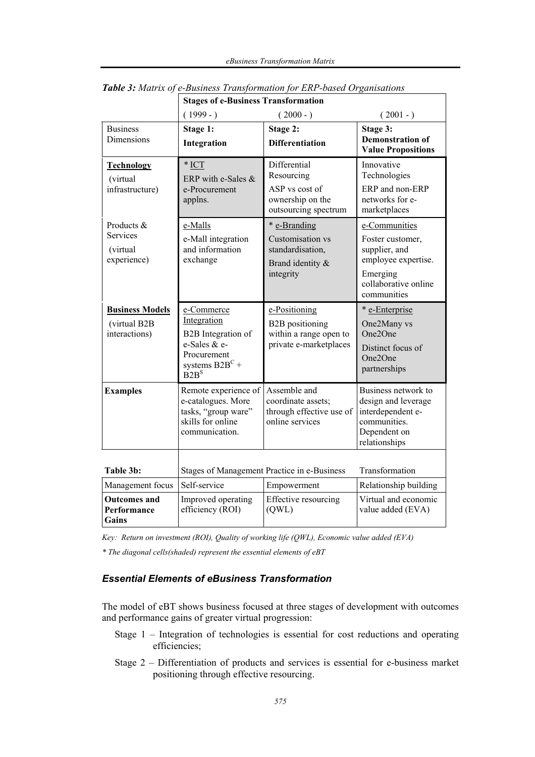***Table 3:*** *Matrix of e-Business Transformation for ERP-based Organisations*

| | **Stages of e-Business Transformation** | | |
|---|---|---|---|
| | ( 1999 - ) | ( 2000 - ) | ( 2001 - ) |
| Business Dimensions | **Stage 1:** **Integration** | **Stage 2:** **Differentiation** | **Stage 3:** **Demonstration of Value Propositions** |
| **Technology** (virtual infrastructure) | * ICT ERP with e-Sales & e-Procurement applns. | Differential Resourcing ASP vs cost of ownership on the outsourcing spectrum | Innovative Technologies ERP and non-ERP networks for e-marketplaces |
| Products & Services (virtual experience) | e-Malls e-Mall integration and information exchange | * e-Branding Customisation vs standardisation, Brand identity & integrity | e-Communities Foster customer, supplier, and employee expertise. Emerging collaborative online communities |
| **Business Models** (virtual B2B interactions) | e-Commerce Integration B2B Integration of e-Sales & e-Procurement systems $B2B^C$ + $B2B^S$ | e-Positioning B2B positioning within a range open to private e-marketplaces | * e-Enterprise One2Many vs One2One Distinct focus of One2One partnerships |
| **Examples** | Remote experience of e-catalogues. More tasks, "group ware" skills for online communication. | Assemble and coordinate assets; through effective use of online services | Business network to design and leverage interdependent e-communities. Dependent on relationships |
| **Table 3b:** | Stages of Management Practice in e-Business | | Transformation |
| Management focus | Self-service | Empowerment | Relationship building |
| **Outcomes and Performance Gains** | Improved operating efficiency (ROI) | Effective resourcing (QWL) | Virtual and economic value added (EVA) |

*Key: Return on investment (ROI), Quality of working life (QWL), Economic value added (EVA)*

*\* The diagonal cells(shaded) represent the essential elements of eBT*

### *Essential Elements of eBusiness Transformation*

The model of eBT shows business focused at three stages of development with outcomes and performance gains of greater virtual progression:

- Stage 1 – Integration of technologies is essential for cost reductions and operating efficiencies;
- Stage 2 – Differentiation of products and services is essential for e-business market positioning through effective resourcing.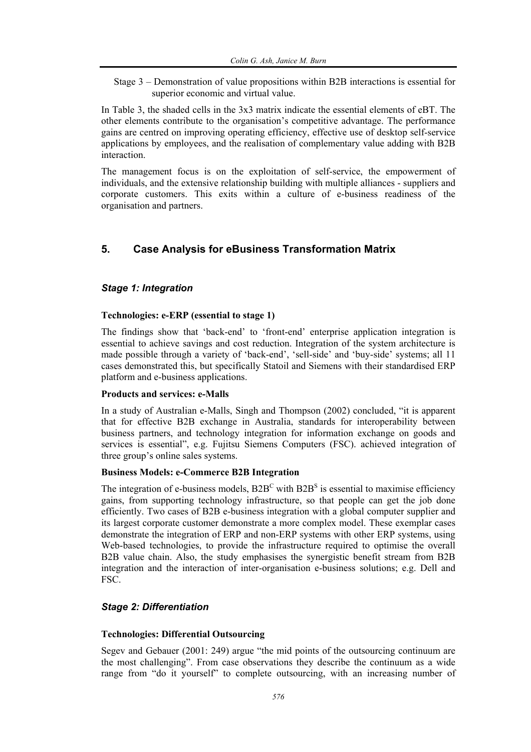Stage 3 – Demonstration of value propositions within B2B interactions is essential for superior economic and virtual value.

In Table 3, the shaded cells in the 3x3 matrix indicate the essential elements of eBT. The other elements contribute to the organisation's competitive advantage. The performance gains are centred on improving operating efficiency, effective use of desktop self-service applications by employees, and the realisation of complementary value adding with B2B interaction.

The management focus is on the exploitation of self-service, the empowerment of individuals, and the extensive relationship building with multiple alliances - suppliers and corporate customers. This exits within a culture of e-business readiness of the organisation and partners.

## 5. Case Analysis for eBusiness Transformation Matrix

### *Stage 1: Integration*

**Technologies: e-ERP (essential to stage 1)**

The findings show that 'back-end' to 'front-end' enterprise application integration is essential to achieve savings and cost reduction. Integration of the system architecture is made possible through a variety of 'back-end', 'sell-side' and 'buy-side' systems; all 11 cases demonstrated this, but specifically Statoil and Siemens with their standardised ERP platform and e-business applications.

**Products and services: e-Malls**

In a study of Australian e-Malls, Singh and Thompson (2002) concluded, "it is apparent that for effective B2B exchange in Australia, standards for interoperability between business partners, and technology integration for information exchange on goods and services is essential", e.g. Fujitsu Siemens Computers (FSC). achieved integration of three group's online sales systems.

**Business Models: e-Commerce B2B Integration**

The integration of e-business models, $B2B^C$ with $B2B^S$ is essential to maximise efficiency gains, from supporting technology infrastructure, so that people can get the job done efficiently. Two cases of B2B e-business integration with a global computer supplier and its largest corporate customer demonstrate a more complex model. These exemplar cases demonstrate the integration of ERP and non-ERP systems with other ERP systems, using Web-based technologies, to provide the infrastructure required to optimise the overall B2B value chain. Also, the study emphasises the synergistic benefit stream from B2B integration and the interaction of inter-organisation e-business solutions; e.g. Dell and FSC.

### *Stage 2: Differentiation*

**Technologies: Differential Outsourcing**

Segev and Gebauer (2001: 249) argue "the mid points of the outsourcing continuum are the most challenging". From case observations they describe the continuum as a wide range from "do it yourself" to complete outsourcing, with an increasing number of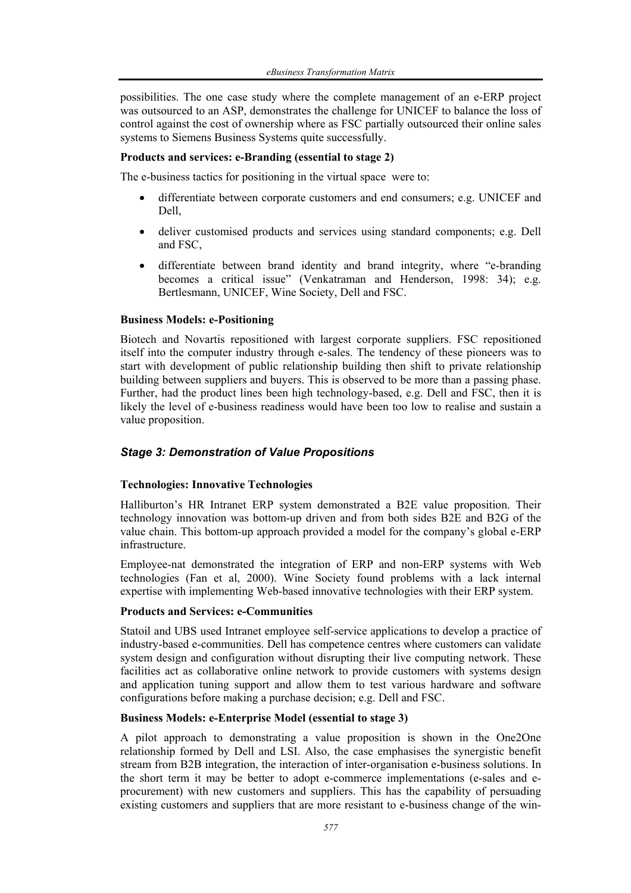possibilities. The one case study where the complete management of an e-ERP project was outsourced to an ASP, demonstrates the challenge for UNICEF to balance the loss of control against the cost of ownership where as FSC partially outsourced their online sales systems to Siemens Business Systems quite successfully.

**Products and services: e-Branding (essential to stage 2)**

The e-business tactics for positioning in the virtual space were to:

- differentiate between corporate customers and end consumers; e.g. UNICEF and Dell,
- deliver customised products and services using standard components; e.g. Dell and FSC,
- differentiate between brand identity and brand integrity, where "e-branding becomes a critical issue" (Venkatraman and Henderson, 1998: 34); e.g. Bertlesmann, UNICEF, Wine Society, Dell and FSC.

**Business Models: e-Positioning**

Biotech and Novartis repositioned with largest corporate suppliers. FSC repositioned itself into the computer industry through e-sales. The tendency of these pioneers was to start with development of public relationship building then shift to private relationship building between suppliers and buyers. This is observed to be more than a passing phase. Further, had the product lines been high technology-based, e.g. Dell and FSC, then it is likely the level of e-business readiness would have been too low to realise and sustain a value proposition.

### *Stage 3: Demonstration of Value Propositions*

**Technologies: Innovative Technologies**

Halliburton's HR Intranet ERP system demonstrated a B2E value proposition. Their technology innovation was bottom-up driven and from both sides B2E and B2G of the value chain. This bottom-up approach provided a model for the company's global e-ERP infrastructure.

Employee-nat demonstrated the integration of ERP and non-ERP systems with Web technologies (Fan et al, 2000). Wine Society found problems with a lack internal expertise with implementing Web-based innovative technologies with their ERP system.

**Products and Services: e-Communities**

Statoil and UBS used Intranet employee self-service applications to develop a practice of industry-based e-communities. Dell has competence centres where customers can validate system design and configuration without disrupting their live computing network. These facilities act as collaborative online network to provide customers with systems design and application tuning support and allow them to test various hardware and software configurations before making a purchase decision; e.g. Dell and FSC.

**Business Models: e-Enterprise Model (essential to stage 3)**

A pilot approach to demonstrating a value proposition is shown in the One2One relationship formed by Dell and LSI. Also, the case emphasises the synergistic benefit stream from B2B integration, the interaction of inter-organisation e-business solutions. In the short term it may be better to adopt e-commerce implementations (e-sales and e-procurement) with new customers and suppliers. This has the capability of persuading existing customers and suppliers that are more resistant to e-business change of the win-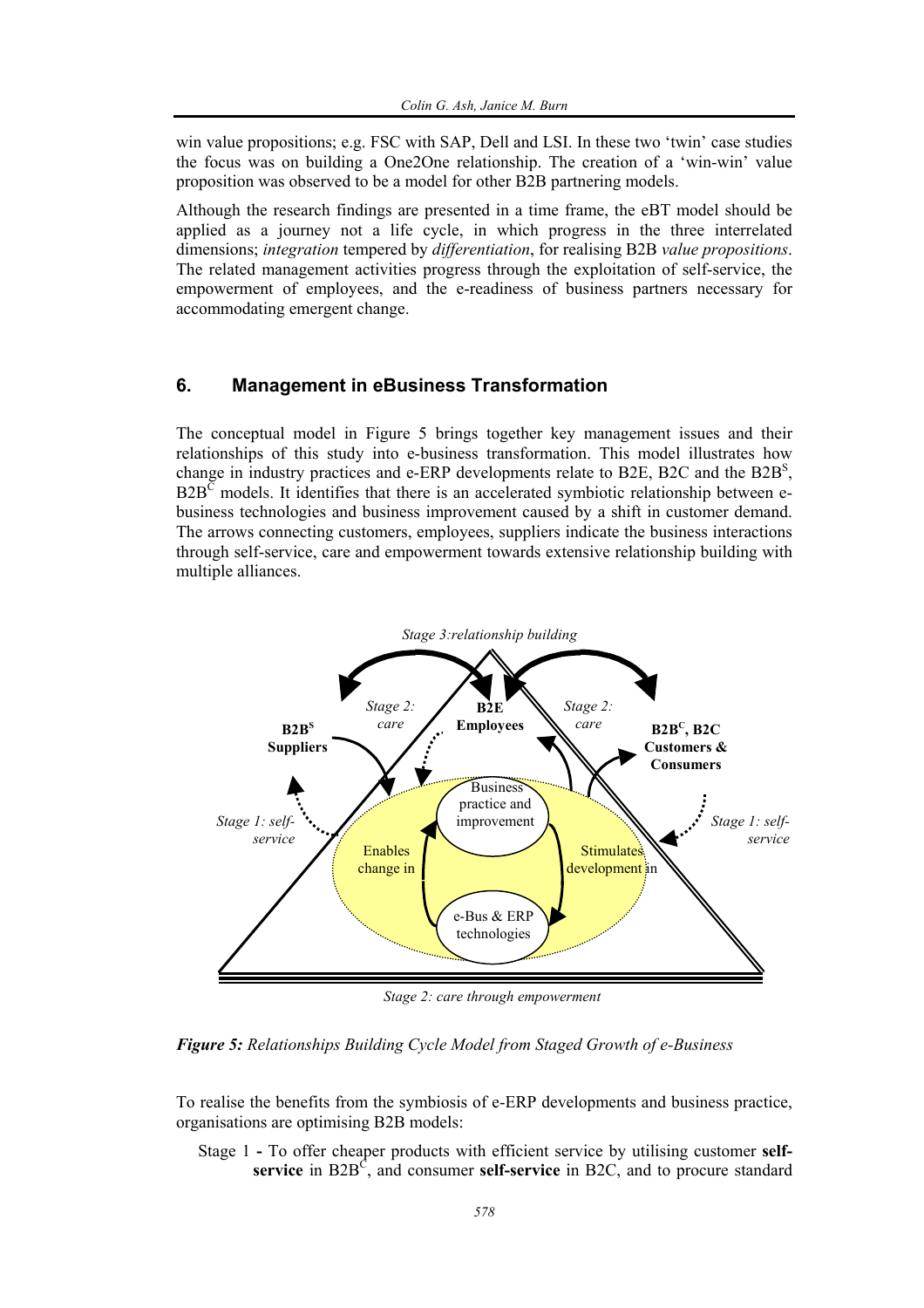win value propositions; e.g. FSC with SAP, Dell and LSI. In these two 'twin' case studies the focus was on building a One2One relationship. The creation of a 'win-win' value proposition was observed to be a model for other B2B partnering models.

Although the research findings are presented in a time frame, the eBT model should be applied as a journey not a life cycle, in which progress in the three interrelated dimensions; *integration* tempered by *differentiation*, for realising B2B *value propositions*. The related management activities progress through the exploitation of self-service, the empowerment of employees, and the e-readiness of business partners necessary for accommodating emergent change.

## 6. Management in eBusiness Transformation

The conceptual model in Figure 5 brings together key management issues and their relationships of this study into e-business transformation. This model illustrates how change in industry practices and e-ERP developments relate to B2E, B2C and the $B2B^S$, $B2B^C$ models. It identifies that there is an accelerated symbiotic relationship between e-business technologies and business improvement caused by a shift in customer demand. The arrows connecting customers, employees, suppliers indicate the business interactions through self-service, care and empowerment towards extensive relationship building with multiple alliances.

*Stage 3: relationship building*

**$B2B^S$ Suppliers** — *Stage 2: care* — **B2E Employees** — *Stage 2: care* — **$B2B^C$, B2C Customers & Consumers**

*Stage 1: self-service* — Business practice and improvement — Enables change in — Stimulates development in — e-Bus & ERP technologies — *Stage 1: self-service*

*Stage 2: care through empowerment*

***Figure 5:*** *Relationships Building Cycle Model from Staged Growth of e-Business*

To realise the benefits from the symbiosis of e-ERP developments and business practice, organisations are optimising B2B models:

Stage 1 **-** To offer cheaper products with efficient service by utilising customer **self-service** in $B2B^C$, and consumer **self-service** in B2C, and to procure standard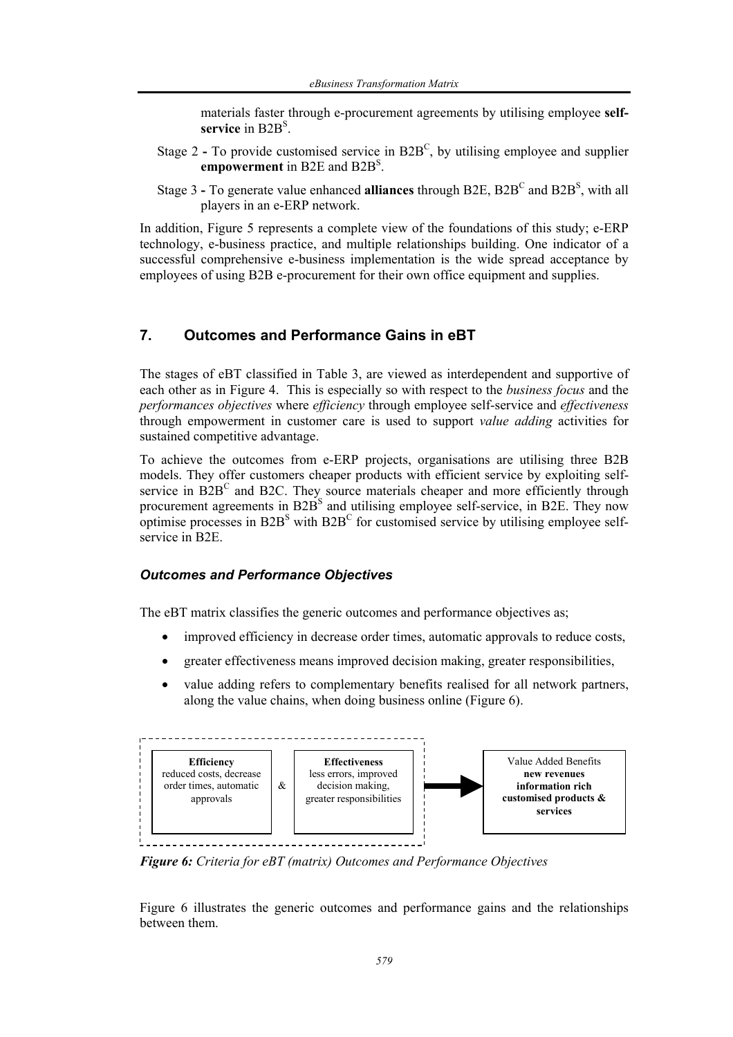materials faster through e-procurement agreements by utilising employee **self-service** in $B2B^S$.

Stage 2 **-** To provide customised service in $B2B^C$, by utilising employee and supplier **empowerment** in B2E and $B2B^S$.

Stage 3 **-** To generate value enhanced **alliances** through B2E, $B2B^C$ and $B2B^S$, with all players in an e-ERP network.

In addition, Figure 5 represents a complete view of the foundations of this study; e-ERP technology, e-business practice, and multiple relationships building. One indicator of a successful comprehensive e-business implementation is the wide spread acceptance by employees of using B2B e-procurement for their own office equipment and supplies.

## 7. Outcomes and Performance Gains in eBT

The stages of eBT classified in Table 3, are viewed as interdependent and supportive of each other as in Figure 4. This is especially so with respect to the *business focus* and the *performances objectives* where *efficiency* through employee self-service and *effectiveness* through empowerment in customer care is used to support *value adding* activities for sustained competitive advantage.

To achieve the outcomes from e-ERP projects, organisations are utilising three B2B models. They offer customers cheaper products with efficient service by exploiting self-service in $B2B^C$ and B2C. They source materials cheaper and more efficiently through procurement agreements in $B2B^S$ and utilising employee self-service, in B2E. They now optimise processes in $B2B^S$ with $B2B^C$ for customised service by utilising employee self-service in B2E.

### *Outcomes and Performance Objectives*

The eBT matrix classifies the generic outcomes and performance objectives as;

- improved efficiency in decrease order times, automatic approvals to reduce costs,
- greater effectiveness means improved decision making, greater responsibilities,
- value adding refers to complementary benefits realised for all network partners, along the value chains, when doing business online (Figure 6).

| **Efficiency** reduced costs, decrease order times, automatic approvals | & | **Effectiveness** less errors, improved decision making, greater responsibilities | → | Value Added Benefits **new revenues information rich customised products & services** |
|---|---|---|---|---|

***Figure 6:*** *Criteria for eBT (matrix) Outcomes and Performance Objectives*

Figure 6 illustrates the generic outcomes and performance gains and the relationships between them.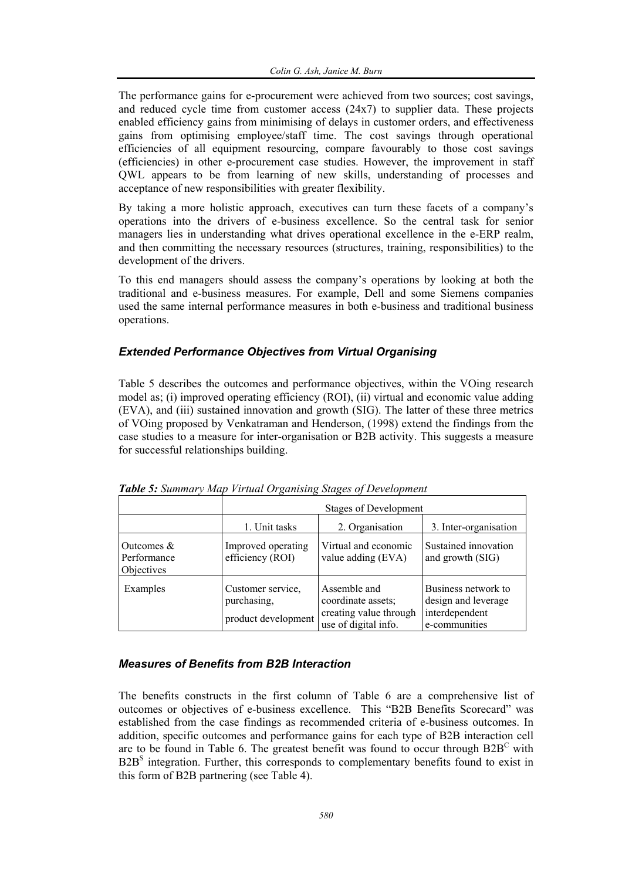The performance gains for e-procurement were achieved from two sources; cost savings, and reduced cycle time from customer access (24x7) to supplier data. These projects enabled efficiency gains from minimising of delays in customer orders, and effectiveness gains from optimising employee/staff time. The cost savings through operational efficiencies of all equipment resourcing, compare favourably to those cost savings (efficiencies) in other e-procurement case studies. However, the improvement in staff QWL appears to be from learning of new skills, understanding of processes and acceptance of new responsibilities with greater flexibility.

By taking a more holistic approach, executives can turn these facets of a company's operations into the drivers of e-business excellence. So the central task for senior managers lies in understanding what drives operational excellence in the e-ERP realm, and then committing the necessary resources (structures, training, responsibilities) to the development of the drivers.

To this end managers should assess the company's operations by looking at both the traditional and e-business measures. For example, Dell and some Siemens companies used the same internal performance measures in both e-business and traditional business operations.

### *Extended Performance Objectives from Virtual Organising*

Table 5 describes the outcomes and performance objectives, within the VOing research model as; (i) improved operating efficiency (ROI), (ii) virtual and economic value adding (EVA), and (iii) sustained innovation and growth (SIG). The latter of these three metrics of VOing proposed by Venkatraman and Henderson, (1998) extend the findings from the case studies to a measure for inter-organisation or B2B activity. This suggests a measure for successful relationships building.

***Table 5:*** *Summary Map Virtual Organising Stages of Development*

| | Stages of Development | | |
|---|---|---|---|
| | 1. Unit tasks | 2. Organisation | 3. Inter-organisation |
| Outcomes & Performance Objectives | Improved operating efficiency (ROI) | Virtual and economic value adding (EVA) | Sustained innovation and growth (SIG) |
| Examples | Customer service, purchasing, product development | Assemble and coordinate assets; creating value through use of digital info. | Business network to design and leverage interdependent e-communities |

### *Measures of Benefits from B2B Interaction*

The benefits constructs in the first column of Table 6 are a comprehensive list of outcomes or objectives of e-business excellence. This "B2B Benefits Scorecard" was established from the case findings as recommended criteria of e-business outcomes. In addition, specific outcomes and performance gains for each type of B2B interaction cell are to be found in Table 6. The greatest benefit was found to occur through $B2B^C$ with $B2B^S$ integration. Further, this corresponds to complementary benefits found to exist in this form of B2B partnering (see Table 4).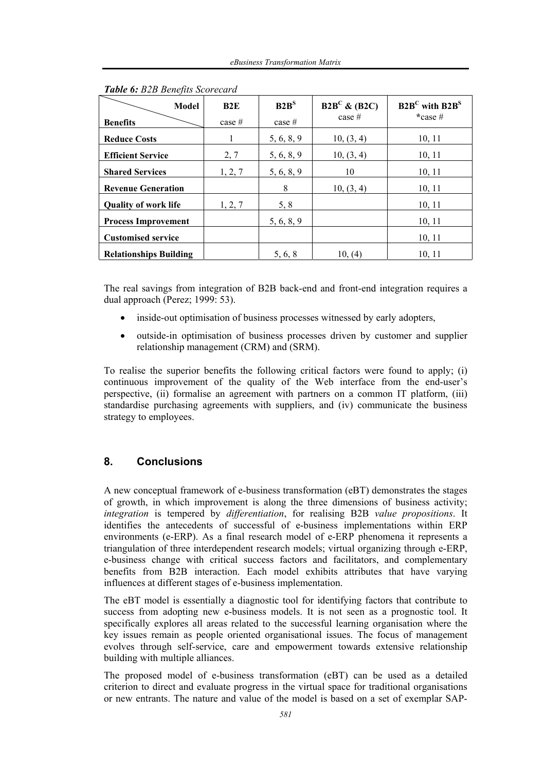*Table 6: B2B Benefits Scorecard*

| Model / Benefits | B2E case # | $B2B^S$ case # | $B2B^C$ & (B2C) case # | $B2B^C$ with $B2B^S$ *case # |
|---|---|---|---|---|
| **Reduce Costs** | 1 | 5, 6, 8, 9 | 10, (3, 4) | 10, 11 |
| **Efficient Service** | 2, 7 | 5, 6, 8, 9 | 10, (3, 4) | 10, 11 |
| **Shared Services** | 1, 2, 7 | 5, 6, 8, 9 | 10 | 10, 11 |
| **Revenue Generation** | | 8 | 10, (3, 4) | 10, 11 |
| **Quality of work life** | 1, 2, 7 | 5, 8 | | 10, 11 |
| **Process Improvement** | | 5, 6, 8, 9 | | 10, 11 |
| **Customised service** | | | | 10, 11 |
| **Relationships Building** | | 5, 6, 8 | 10, (4) | 10, 11 |

The real savings from integration of B2B back-end and front-end integration requires a dual approach (Perez; 1999: 53).

- inside-out optimisation of business processes witnessed by early adopters,
- outside-in optimisation of business processes driven by customer and supplier relationship management (CRM) and (SRM).

To realise the superior benefits the following critical factors were found to apply; (i) continuous improvement of the quality of the Web interface from the end-user's perspective, (ii) formalise an agreement with partners on a common IT platform, (iii) standardise purchasing agreements with suppliers, and (iv) communicate the business strategy to employees.

## 8. Conclusions

A new conceptual framework of e-business transformation (eBT) demonstrates the stages of growth, in which improvement is along the three dimensions of business activity; *integration* is tempered by *differentiation*, for realising B2B *value propositions*. It identifies the antecedents of successful of e-business implementations within ERP environments (e-ERP). As a final research model of e-ERP phenomena it represents a triangulation of three interdependent research models; virtual organizing through e-ERP, e-business change with critical success factors and facilitators, and complementary benefits from B2B interaction. Each model exhibits attributes that have varying influences at different stages of e-business implementation.

The eBT model is essentially a diagnostic tool for identifying factors that contribute to success from adopting new e-business models. It is not seen as a prognostic tool. It specifically explores all areas related to the successful learning organisation where the key issues remain as people oriented organisational issues. The focus of management evolves through self-service, care and empowerment towards extensive relationship building with multiple alliances.

The proposed model of e-business transformation (eBT) can be used as a detailed criterion to direct and evaluate progress in the virtual space for traditional organisations or new entrants. The nature and value of the model is based on a set of exemplar SAP-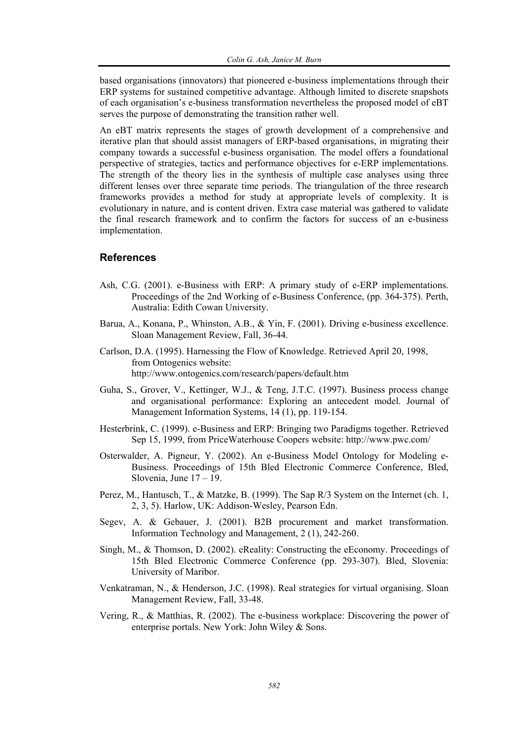based organisations (innovators) that pioneered e-business implementations through their ERP systems for sustained competitive advantage. Although limited to discrete snapshots of each organisation's e-business transformation nevertheless the proposed model of eBT serves the purpose of demonstrating the transition rather well.

An eBT matrix represents the stages of growth development of a comprehensive and iterative plan that should assist managers of ERP-based organisations, in migrating their company towards a successful e-business organisation. The model offers a foundational perspective of strategies, tactics and performance objectives for e-ERP implementations. The strength of the theory lies in the synthesis of multiple case analyses using three different lenses over three separate time periods. The triangulation of the three research frameworks provides a method for study at appropriate levels of complexity. It is evolutionary in nature, and is content driven. Extra case material was gathered to validate the final research framework and to confirm the factors for success of an e-business implementation.

## References

Ash, C.G. (2001). e-Business with ERP: A primary study of e-ERP implementations. Proceedings of the 2nd Working of e-Business Conference, (pp. 364-375). Perth, Australia: Edith Cowan University.

Barua, A., Konana, P., Whinston, A.B., & Yin, F. (2001). Driving e-business excellence. Sloan Management Review, Fall, 36-44.

Carlson, D.A. (1995). Harnessing the Flow of Knowledge. Retrieved April 20, 1998, from Ontogenics website: http://www.ontogenics.com/research/papers/default.htm

Guha, S., Grover, V., Kettinger, W.J., & Teng, J.T.C. (1997). Business process change and organisational performance: Exploring an antecedent model. Journal of Management Information Systems, 14 (1), pp. 119-154.

Hesterbrink, C. (1999). e-Business and ERP: Bringing two Paradigms together. Retrieved Sep 15, 1999, from PriceWaterhouse Coopers website: http://www.pwc.com/

Osterwalder, A. Pigneur, Y. (2002). An e-Business Model Ontology for Modeling e-Business. Proceedings of 15th Bled Electronic Commerce Conference, Bled, Slovenia, June 17 – 19.

Perez, M., Hantusch, T., & Matzke, B. (1999). The Sap R/3 System on the Internet (ch. 1, 2, 3, 5). Harlow, UK: Addison-Wesley, Pearson Edn.

Segev, A. & Gebauer, J. (2001). B2B procurement and market transformation. Information Technology and Management, 2 (1), 242-260.

Singh, M., & Thomson, D. (2002). eReality: Constructing the eEconomy. Proceedings of 15th Bled Electronic Commerce Conference (pp. 293-307). Bled, Slovenia: University of Maribor.

Venkatraman, N., & Henderson, J.C. (1998). Real strategies for virtual organising. Sloan Management Review, Fall, 33-48.

Vering, R., & Matthias, R. (2002). The e-business workplace: Discovering the power of enterprise portals. New York: John Wiley & Sons.